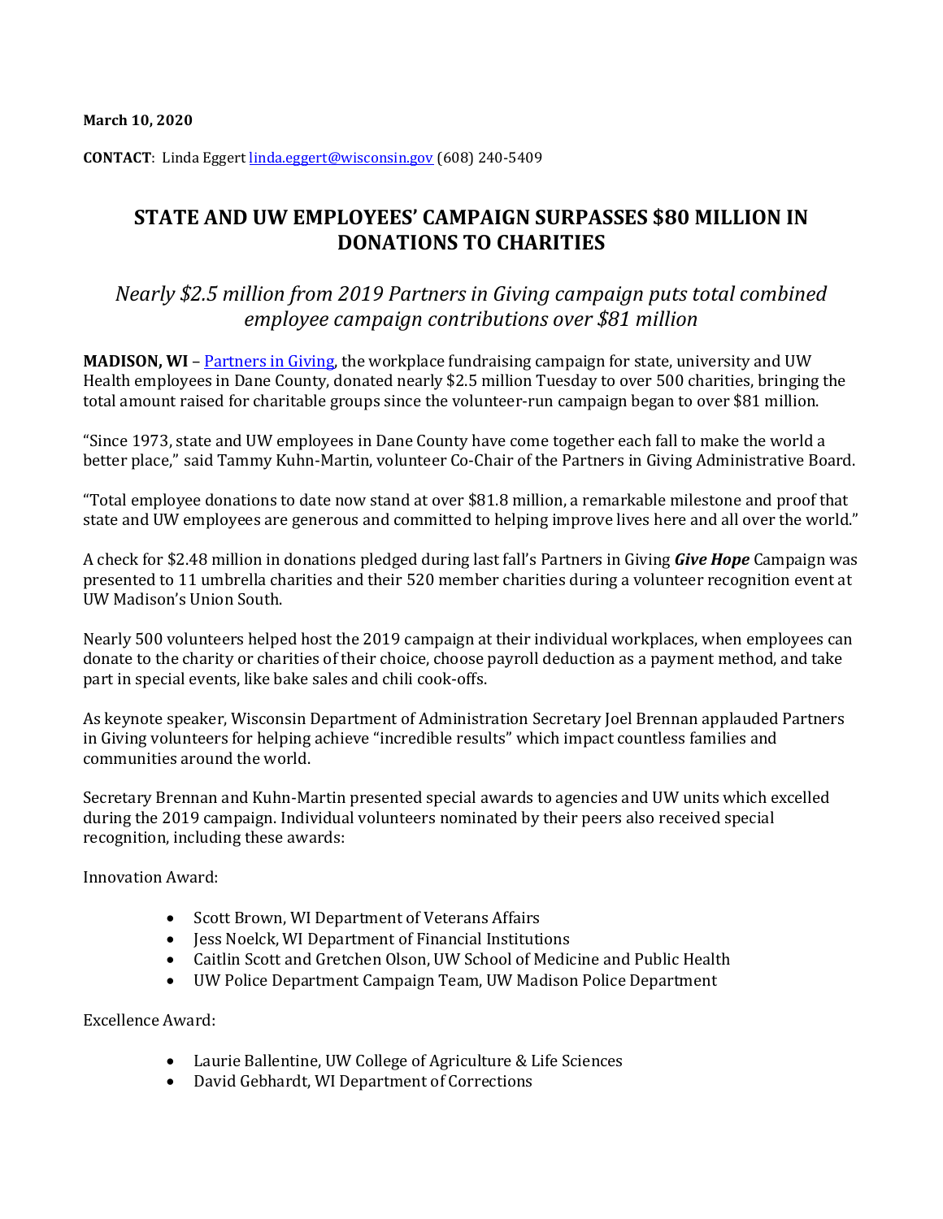**March 10, 2020**

**CONTACT**: Linda Eggert linda.eggert@wisconsin.gov (608) 240-5409

# STATE AND UW EMPLOYEES' CAMPAIGN SURPASSES $80 MILLION IN DONATIONS TO CHARITIES

*Nearly $2.5 million from 2019 Partners in Giving campaign puts total combined employee campaign contributions over $81 million*

**MADISON, WI** – Partners in Giving, the workplace fundraising campaign for state, university and UW Health employees in Dane County, donated nearly $2.5 million Tuesday to over 500 charities, bringing the total amount raised for charitable groups since the volunteer-run campaign began to over $81 million.

"Since 1973, state and UW employees in Dane County have come together each fall to make the world a better place," said Tammy Kuhn-Martin, volunteer Co-Chair of the Partners in Giving Administrative Board.

"Total employee donations to date now stand at over $81.8 million, a remarkable milestone and proof that state and UW employees are generous and committed to helping improve lives here and all over the world."

A check for $2.48 million in donations pledged during last fall's Partners in Giving ***Give Hope*** Campaign was presented to 11 umbrella charities and their 520 member charities during a volunteer recognition event at UW Madison's Union South.

Nearly 500 volunteers helped host the 2019 campaign at their individual workplaces, when employees can donate to the charity or charities of their choice, choose payroll deduction as a payment method, and take part in special events, like bake sales and chili cook-offs.

As keynote speaker, Wisconsin Department of Administration Secretary Joel Brennan applauded Partners in Giving volunteers for helping achieve "incredible results" which impact countless families and communities around the world.

Secretary Brennan and Kuhn-Martin presented special awards to agencies and UW units which excelled during the 2019 campaign. Individual volunteers nominated by their peers also received special recognition, including these awards:

Innovation Award:

- Scott Brown, WI Department of Veterans Affairs
- Jess Noelck, WI Department of Financial Institutions
- Caitlin Scott and Gretchen Olson, UW School of Medicine and Public Health
- UW Police Department Campaign Team, UW Madison Police Department

Excellence Award:

- Laurie Ballentine, UW College of Agriculture & Life Sciences
- David Gebhardt, WI Department of Corrections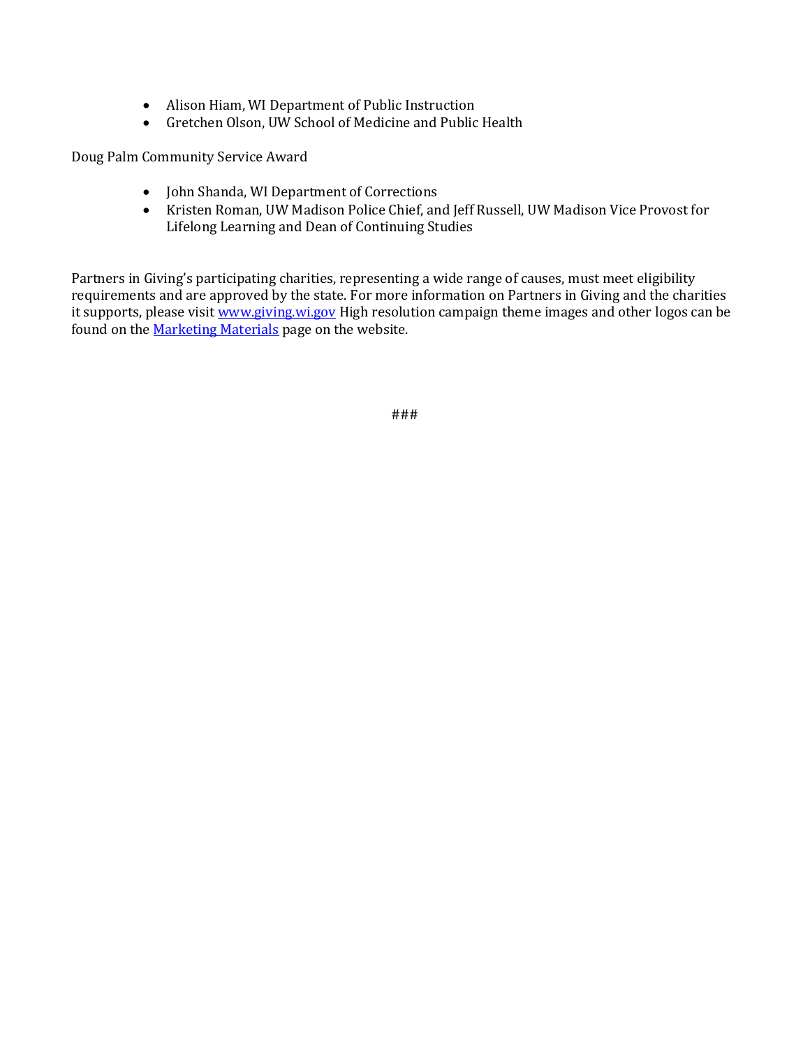- Alison Hiam, WI Department of Public Instruction
- Gretchen Olson, UW School of Medicine and Public Health

Doug Palm Community Service Award

- John Shanda, WI Department of Corrections
- Kristen Roman, UW Madison Police Chief, and Jeff Russell, UW Madison Vice Provost for Lifelong Learning and Dean of Continuing Studies

Partners in Giving's participating charities, representing a wide range of causes, must meet eligibility requirements and are approved by the state. For more information on Partners in Giving and the charities it supports, please visit [www.giving.wi.gov](http://www.giving.wi.gov) High resolution campaign theme images and other logos can be found on the [Marketing Materials]() page on the website.

###